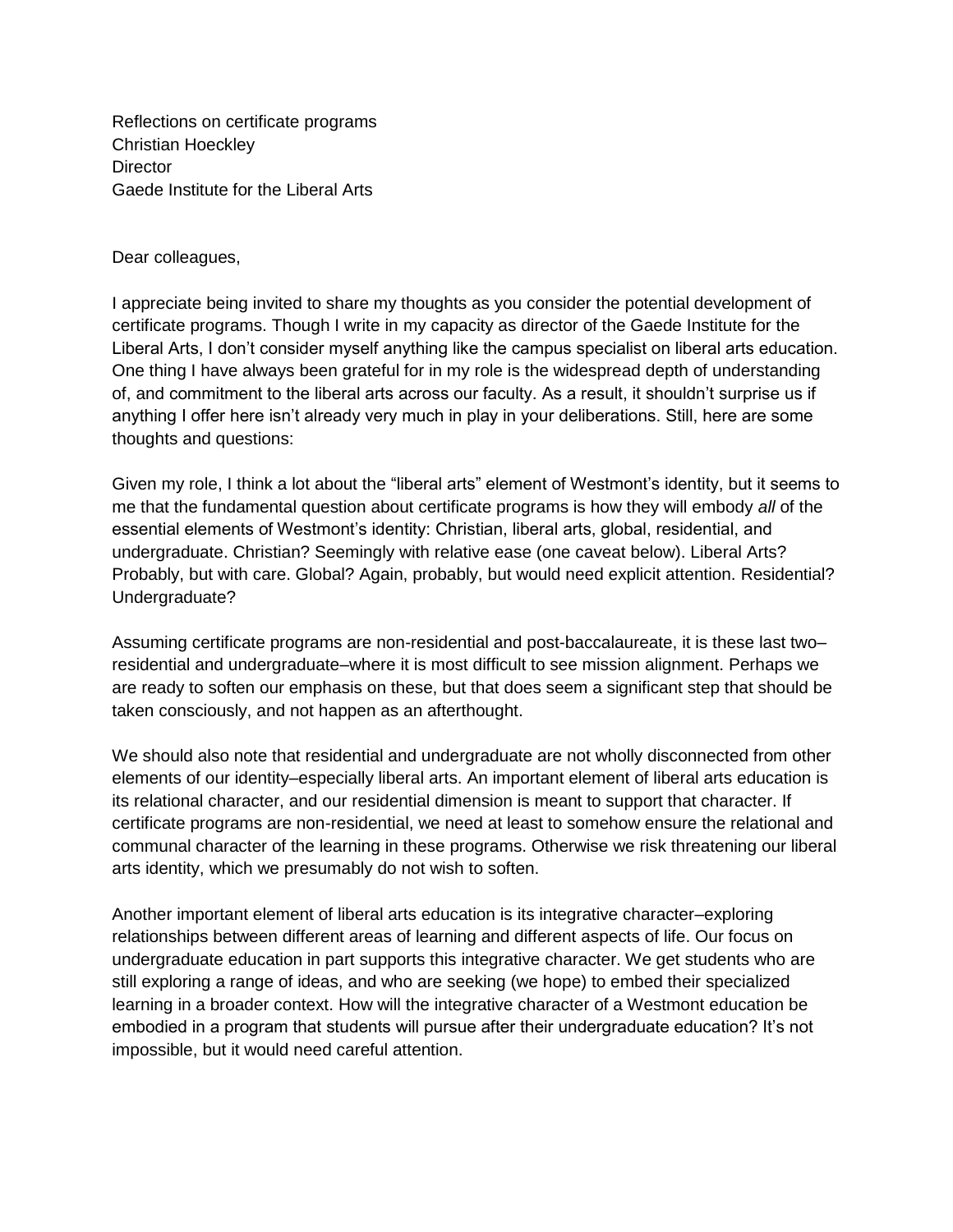Reflections on certificate programs
Christian Hoeckley
Director
Gaede Institute for the Liberal Arts

Dear colleagues,

I appreciate being invited to share my thoughts as you consider the potential development of certificate programs. Though I write in my capacity as director of the Gaede Institute for the Liberal Arts, I don't consider myself anything like the campus specialist on liberal arts education. One thing I have always been grateful for in my role is the widespread depth of understanding of, and commitment to the liberal arts across our faculty. As a result, it shouldn't surprise us if anything I offer here isn't already very much in play in your deliberations. Still, here are some thoughts and questions:

Given my role, I think a lot about the "liberal arts" element of Westmont's identity, but it seems to me that the fundamental question about certificate programs is how they will embody *all* of the essential elements of Westmont's identity: Christian, liberal arts, global, residential, and undergraduate. Christian? Seemingly with relative ease (one caveat below). Liberal Arts? Probably, but with care. Global? Again, probably, but would need explicit attention. Residential? Undergraduate?

Assuming certificate programs are non-residential and post-baccalaureate, it is these last two–residential and undergraduate–where it is most difficult to see mission alignment. Perhaps we are ready to soften our emphasis on these, but that does seem a significant step that should be taken consciously, and not happen as an afterthought.

We should also note that residential and undergraduate are not wholly disconnected from other elements of our identity–especially liberal arts. An important element of liberal arts education is its relational character, and our residential dimension is meant to support that character. If certificate programs are non-residential, we need at least to somehow ensure the relational and communal character of the learning in these programs. Otherwise we risk threatening our liberal arts identity, which we presumably do not wish to soften.

Another important element of liberal arts education is its integrative character–exploring relationships between different areas of learning and different aspects of life. Our focus on undergraduate education in part supports this integrative character. We get students who are still exploring a range of ideas, and who are seeking (we hope) to embed their specialized learning in a broader context. How will the integrative character of a Westmont education be embodied in a program that students will pursue after their undergraduate education? It's not impossible, but it would need careful attention.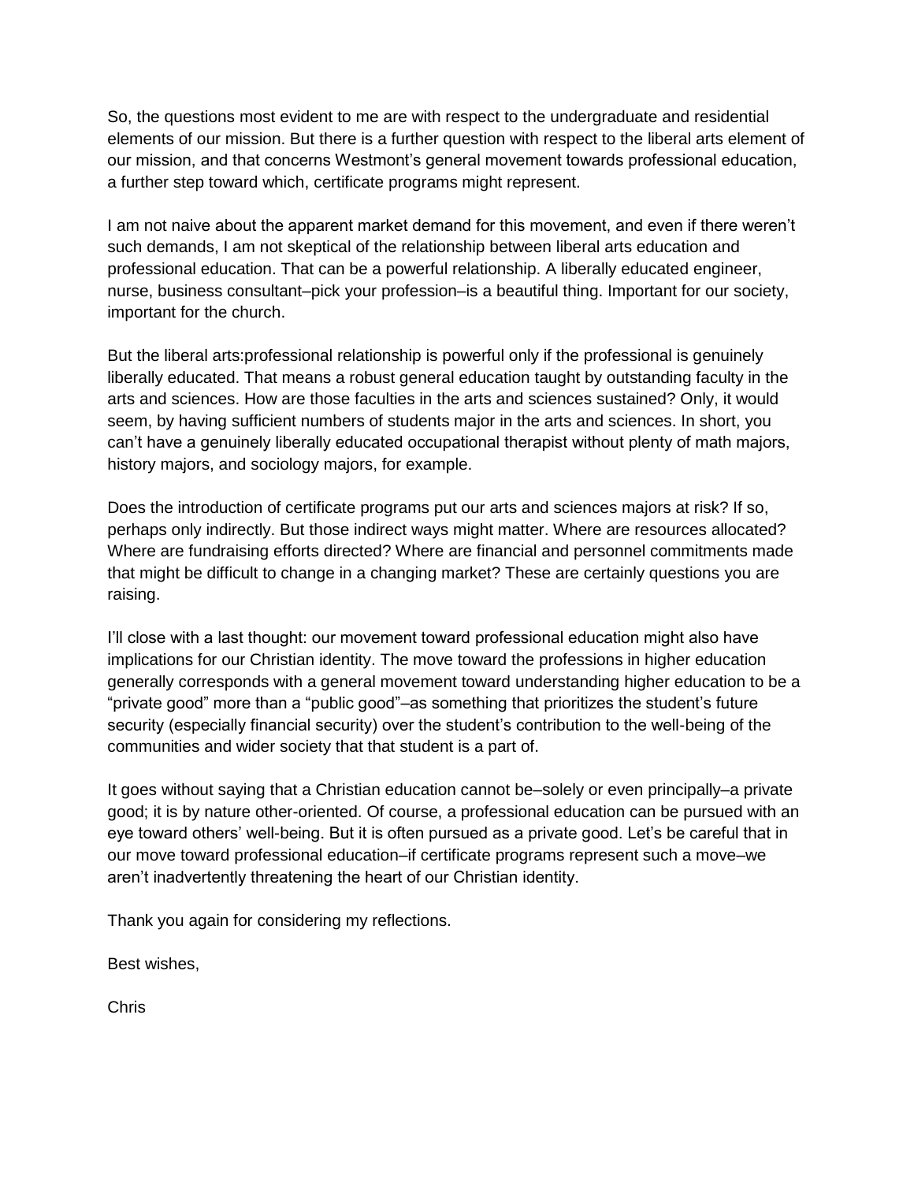So, the questions most evident to me are with respect to the undergraduate and residential elements of our mission. But there is a further question with respect to the liberal arts element of our mission, and that concerns Westmont's general movement towards professional education, a further step toward which, certificate programs might represent.

I am not naive about the apparent market demand for this movement, and even if there weren't such demands, I am not skeptical of the relationship between liberal arts education and professional education. That can be a powerful relationship. A liberally educated engineer, nurse, business consultant–pick your profession–is a beautiful thing. Important for our society, important for the church.

But the liberal arts:professional relationship is powerful only if the professional is genuinely liberally educated. That means a robust general education taught by outstanding faculty in the arts and sciences. How are those faculties in the arts and sciences sustained? Only, it would seem, by having sufficient numbers of students major in the arts and sciences. In short, you can't have a genuinely liberally educated occupational therapist without plenty of math majors, history majors, and sociology majors, for example.

Does the introduction of certificate programs put our arts and sciences majors at risk? If so, perhaps only indirectly. But those indirect ways might matter. Where are resources allocated? Where are fundraising efforts directed? Where are financial and personnel commitments made that might be difficult to change in a changing market? These are certainly questions you are raising.

I'll close with a last thought: our movement toward professional education might also have implications for our Christian identity. The move toward the professions in higher education generally corresponds with a general movement toward understanding higher education to be a "private good" more than a "public good"–as something that prioritizes the student's future security (especially financial security) over the student's contribution to the well-being of the communities and wider society that that student is a part of.

It goes without saying that a Christian education cannot be–solely or even principally–a private good; it is by nature other-oriented. Of course, a professional education can be pursued with an eye toward others' well-being. But it is often pursued as a private good. Let's be careful that in our move toward professional education–if certificate programs represent such a move–we aren't inadvertently threatening the heart of our Christian identity.

Thank you again for considering my reflections.

Best wishes,

Chris